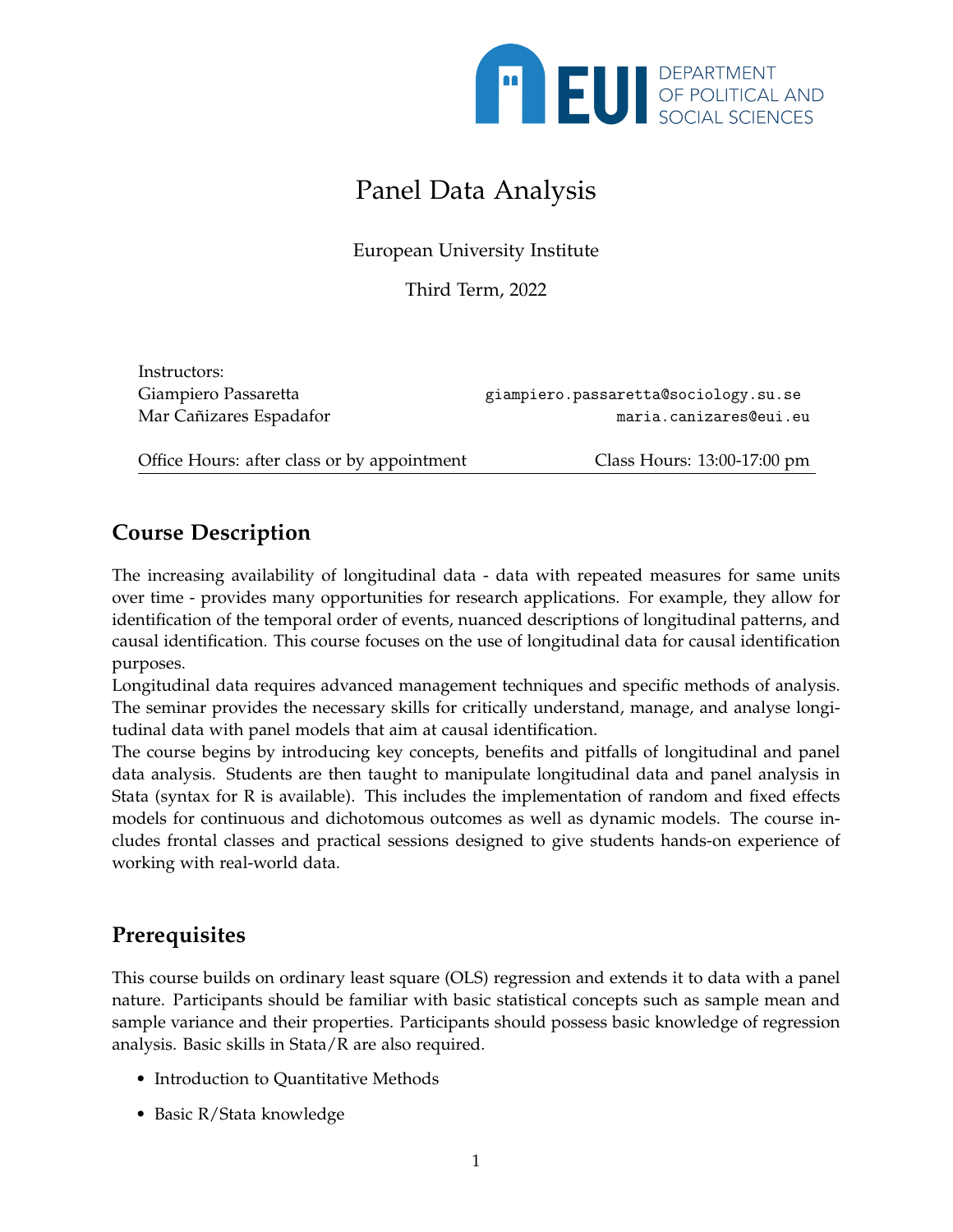EUI DEPARTMENT OF POLITICAL AND SOCIAL SCIENCES

# Panel Data Analysis

European University Institute

Third Term, 2022

Instructors:
Giampiero Passaretta — giampiero.passaretta@sociology.su.se
Mar Cañizares Espadafor — maria.canizares@eui.eu

Office Hours: after class or by appointment — Class Hours: 13:00-17:00 pm

## Course Description

The increasing availability of longitudinal data - data with repeated measures for same units over time - provides many opportunities for research applications. For example, they allow for identification of the temporal order of events, nuanced descriptions of longitudinal patterns, and causal identification. This course focuses on the use of longitudinal data for causal identification purposes.

Longitudinal data requires advanced management techniques and specific methods of analysis. The seminar provides the necessary skills for critically understand, manage, and analyse longitudinal data with panel models that aim at causal identification.

The course begins by introducing key concepts, benefits and pitfalls of longitudinal and panel data analysis. Students are then taught to manipulate longitudinal data and panel analysis in Stata (syntax for R is available). This includes the implementation of random and fixed effects models for continuous and dichotomous outcomes as well as dynamic models. The course includes frontal classes and practical sessions designed to give students hands-on experience of working with real-world data.

## Prerequisites

This course builds on ordinary least square (OLS) regression and extends it to data with a panel nature. Participants should be familiar with basic statistical concepts such as sample mean and sample variance and their properties. Participants should possess basic knowledge of regression analysis. Basic skills in Stata/R are also required.

- Introduction to Quantitative Methods
- Basic R/Stata knowledge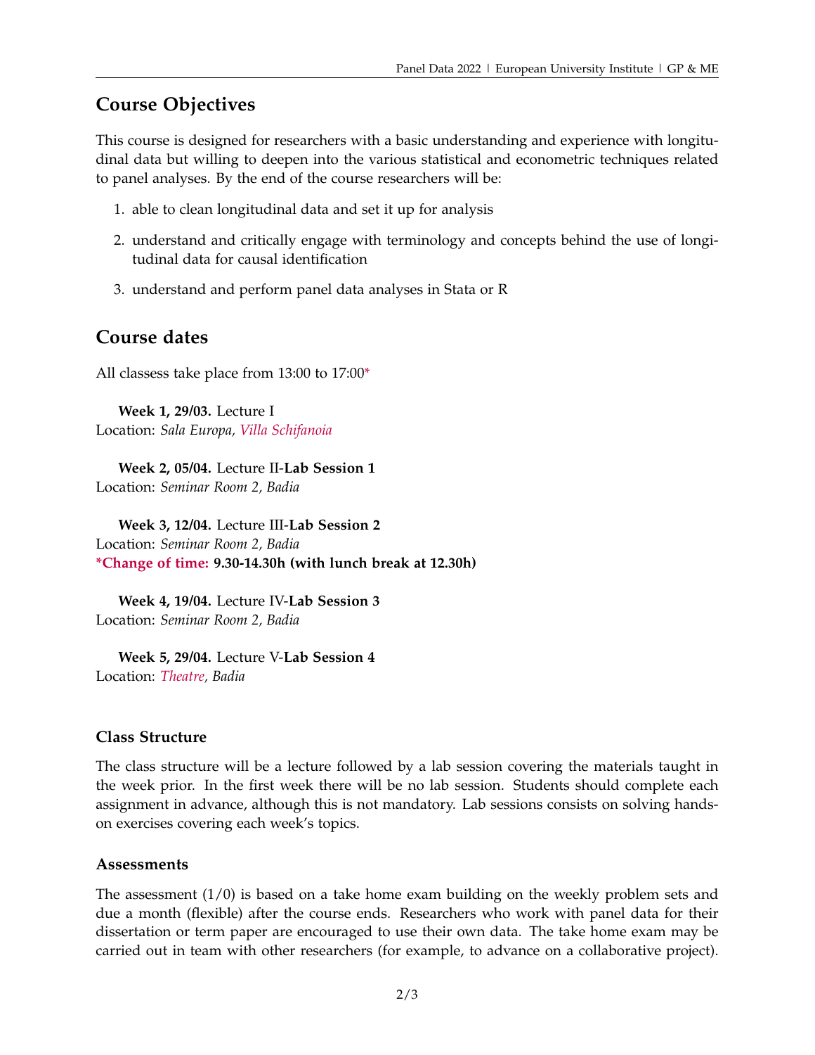## Course Objectives

This course is designed for researchers with a basic understanding and experience with longitudinal data but willing to deepen into the various statistical and econometric techniques related to panel analyses. By the end of the course researchers will be:

1. able to clean longitudinal data and set it up for analysis
2. understand and critically engage with terminology and concepts behind the use of longitudinal data for causal identification
3. understand and perform panel data analyses in Stata or R

## Course dates

All classess take place from 13:00 to 17:00*

**Week 1, 29/03.** Lecture I
Location: *Sala Europa, Villa Schifanoia*

**Week 2, 05/04.** Lecture II-**Lab Session 1**
Location: *Seminar Room 2, Badia*

**Week 3, 12/04.** Lecture III-**Lab Session 2**
Location: *Seminar Room 2, Badia*
**\*Change of time: 9.30-14.30h (with lunch break at 12.30h)**

**Week 4, 19/04.** Lecture IV-**Lab Session 3**
Location: *Seminar Room 2, Badia*

**Week 5, 29/04.** Lecture V-**Lab Session 4**
Location: *Theatre, Badia*

### Class Structure

The class structure will be a lecture followed by a lab session covering the materials taught in the week prior. In the first week there will be no lab session. Students should complete each assignment in advance, although this is not mandatory. Lab sessions consists on solving hands-on exercises covering each week's topics.

### Assessments

The assessment (1/0) is based on a take home exam building on the weekly problem sets and due a month (flexible) after the course ends. Researchers who work with panel data for their dissertation or term paper are encouraged to use their own data. The take home exam may be carried out in team with other researchers (for example, to advance on a collaborative project).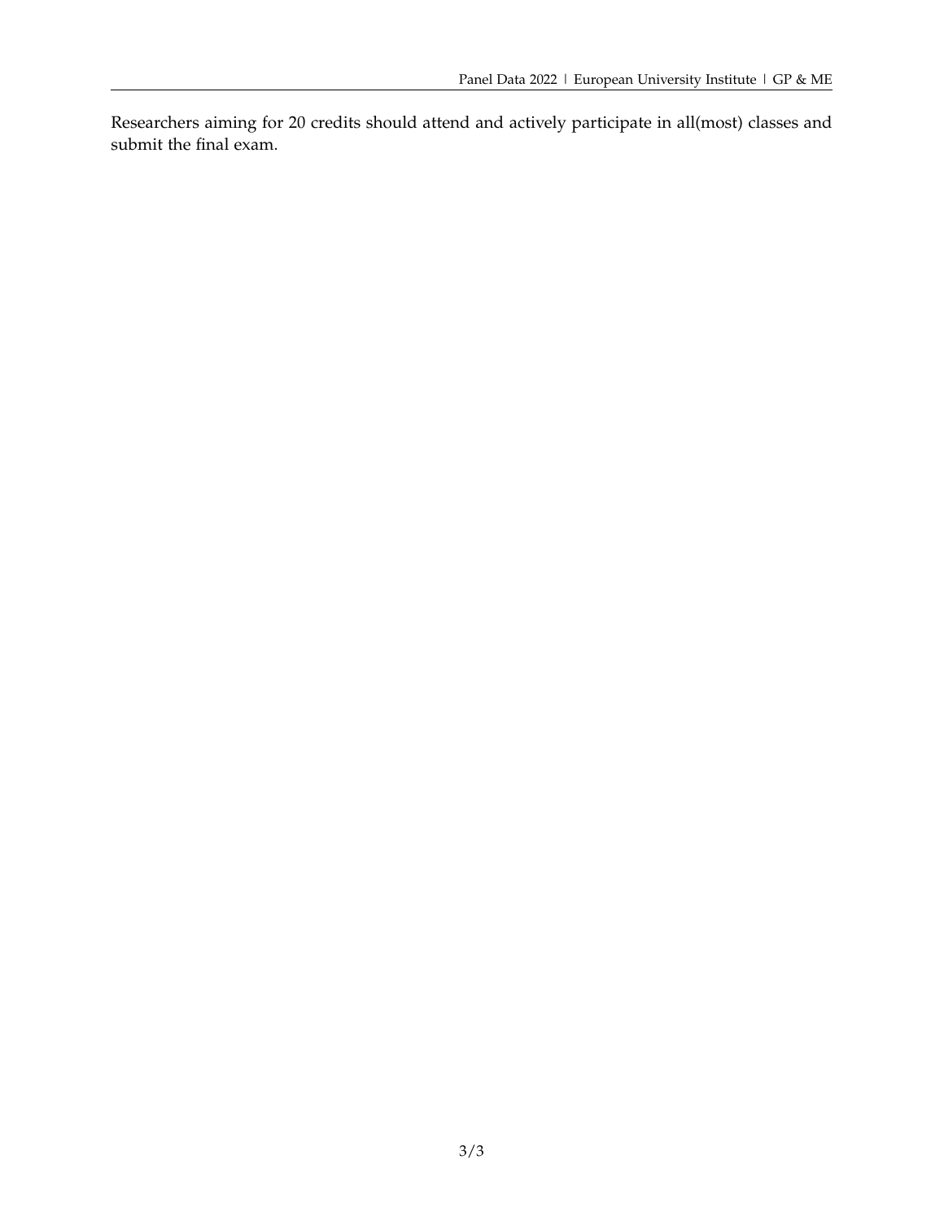Researchers aiming for 20 credits should attend and actively participate in all(most) classes and submit the final exam.